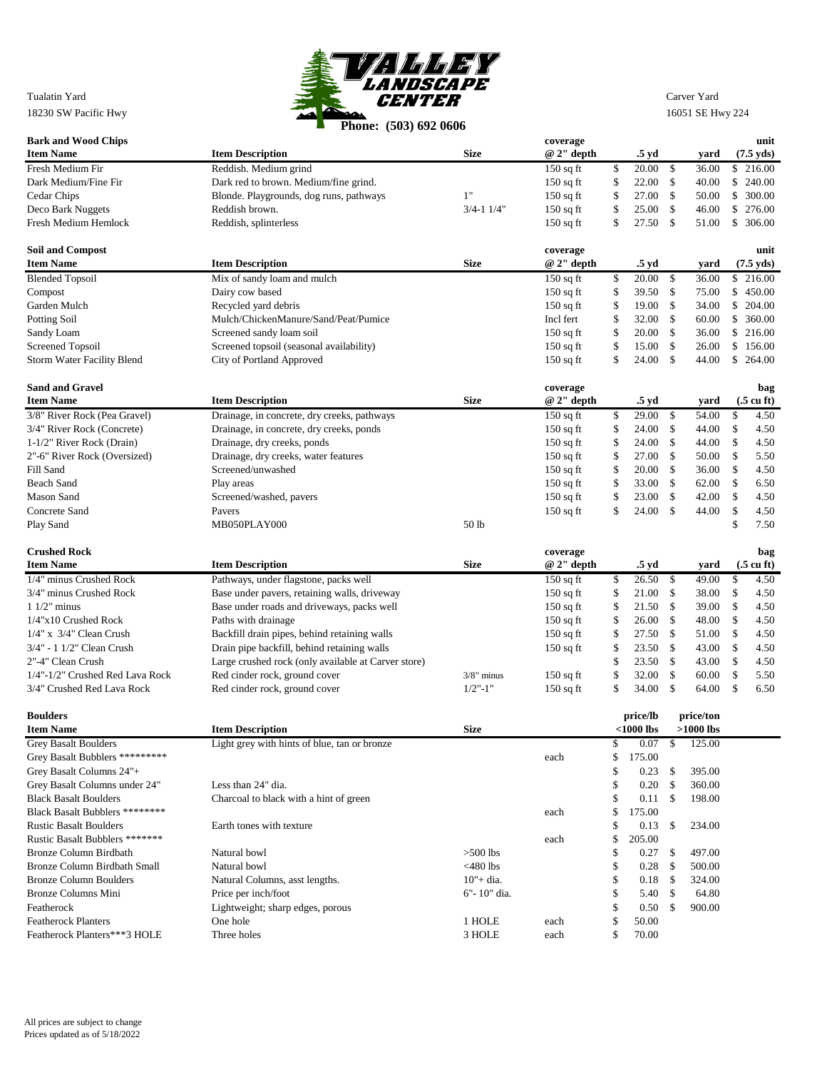Tualatin Yard
18230 SW Pacific Hwy

# VALLEY LANDSCAPE CENTER

**Phone: (503) 692 0606**

Carver Yard
16051 SE Hwy 224

## Bark and Wood Chips

| Item Name | Item Description | Size | coverage @ 2" depth | .5 yd | yard | unit (7.5 yds) |
|---|---|---|---|---|---|---|
| Fresh Medium Fir | Reddish. Medium grind | | 150 sq ft | $ 20.00 | $ 36.00 | $ 216.00 |
| Dark Medium/Fine Fir | Dark red to brown. Medium/fine grind. | | 150 sq ft | $ 22.00 | $ 40.00 | $ 240.00 |
| Cedar Chips | Blonde. Playgrounds, dog runs, pathways | 1" | 150 sq ft | $ 27.00 | $ 50.00 | $ 300.00 |
| Deco Bark Nuggets | Reddish brown. | 3/4-1 1/4" | 150 sq ft | $ 25.00 | $ 46.00 | $ 276.00 |
| Fresh Medium Hemlock | Reddish, splinterless | | 150 sq ft | $ 27.50 | $ 51.00 | $ 306.00 |

## Soil and Compost

| Item Name | Item Description | Size | coverage @ 2" depth | .5 yd | yard | unit (7.5 yds) |
|---|---|---|---|---|---|---|
| Blended Topsoil | Mix of sandy loam and mulch | | 150 sq ft | $ 20.00 | $ 36.00 | $ 216.00 |
| Compost | Dairy cow based | | 150 sq ft | $ 39.50 | $ 75.00 | $ 450.00 |
| Garden Mulch | Recycled yard debris | | 150 sq ft | $ 19.00 | $ 34.00 | $ 204.00 |
| Potting Soil | Mulch/ChickenManure/Sand/Peat/Pumice | | Incl fert | $ 32.00 | $ 60.00 | $ 360.00 |
| Sandy Loam | Screened sandy loam soil | | 150 sq ft | $ 20.00 | $ 36.00 | $ 216.00 |
| Screened Topsoil | Screened topsoil (seasonal availability) | | 150 sq ft | $ 15.00 | $ 26.00 | $ 156.00 |
| Storm Water Facility Blend | City of Portland Approved | | 150 sq ft | $ 24.00 | $ 44.00 | $ 264.00 |

## Sand and Gravel

| Item Name | Item Description | Size | coverage @ 2" depth | .5 yd | yard | bag (.5 cu ft) |
|---|---|---|---|---|---|---|
| 3/8" River Rock (Pea Gravel) | Drainage, in concrete, dry creeks, pathways | | 150 sq ft | $ 29.00 | $ 54.00 | $ 4.50 |
| 3/4" River Rock (Concrete) | Drainage, in concrete, dry creeks, ponds | | 150 sq ft | $ 24.00 | $ 44.00 | $ 4.50 |
| 1-1/2" River Rock (Drain) | Drainage, dry creeks, ponds | | 150 sq ft | $ 24.00 | $ 44.00 | $ 4.50 |
| 2"-6" River Rock (Oversized) | Drainage, dry creeks, water features | | 150 sq ft | $ 27.00 | $ 50.00 | $ 5.50 |
| Fill Sand | Screened/unwashed | | 150 sq ft | $ 20.00 | $ 36.00 | $ 4.50 |
| Beach Sand | Play areas | | 150 sq ft | $ 33.00 | $ 62.00 | $ 6.50 |
| Mason Sand | Screened/washed, pavers | | 150 sq ft | $ 23.00 | $ 42.00 | $ 4.50 |
| Concrete Sand | Pavers | | 150 sq ft | $ 24.00 | $ 44.00 | $ 4.50 |
| Play Sand | MB050PLAY000 | 50 lb | | | | $ 7.50 |

## Crushed Rock

| Item Name | Item Description | Size | coverage @ 2" depth | .5 yd | yard | bag (.5 cu ft) |
|---|---|---|---|---|---|---|
| 1/4" minus Crushed Rock | Pathways, under flagstone, packs well | | 150 sq ft | $ 26.50 | $ 49.00 | $ 4.50 |
| 3/4" minus Crushed Rock | Base under pavers, retaining walls, driveway | | 150 sq ft | $ 21.00 | $ 38.00 | $ 4.50 |
| 1 1/2" minus | Base under roads and driveways, packs well | | 150 sq ft | $ 21.50 | $ 39.00 | $ 4.50 |
| 1/4"x10 Crushed Rock | Paths with drainage | | 150 sq ft | $ 26.00 | $ 48.00 | $ 4.50 |
| 1/4" x 3/4" Clean Crush | Backfill drain pipes, behind retaining walls | | 150 sq ft | $ 27.50 | $ 51.00 | $ 4.50 |
| 3/4" - 1 1/2" Clean Crush | Drain pipe backfill, behind retaining walls | | 150 sq ft | $ 23.50 | $ 43.00 | $ 4.50 |
| 2"-4" Clean Crush | Large crushed rock (only available at Carver store) | | | $ 23.50 | $ 43.00 | $ 4.50 |
| 1/4"-1/2" Crushed Red Lava Rock | Red cinder rock, ground cover | 3/8" minus | 150 sq ft | $ 32.00 | $ 60.00 | $ 5.50 |
| 3/4" Crushed Red Lava Rock | Red cinder rock, ground cover | 1/2"-1" | 150 sq ft | $ 34.00 | $ 64.00 | $ 6.50 |

## Boulders

| Item Name | Item Description | Size | | price/lb <1000 lbs | price/ton >1000 lbs |
|---|---|---|---|---|---|
| Grey Basalt Boulders | Light grey with hints of blue, tan or bronze | | | $ 0.07 | $ 125.00 |
| Grey Basalt Bubblers ********* | | | each | $ 175.00 | |
| Grey Basalt Columns 24"+ | | | | $ 0.23 | $ 395.00 |
| Grey Basalt Columns under 24" | Less than 24" dia. | | | $ 0.20 | $ 360.00 |
| Black Basalt Boulders | Charcoal to black with a hint of green | | | $ 0.11 | $ 198.00 |
| Black Basalt Bubblers ******** | | | each | $ 175.00 | |
| Rustic Basalt Boulders | Earth tones with texture | | | $ 0.13 | $ 234.00 |
| Rustic Basalt Bubblers ******* | | | each | $ 205.00 | |
| Bronze Column Birdbath | Natural bowl | >500 lbs | | $ 0.27 | $ 497.00 |
| Bronze Column Birdbath Small | Natural bowl | <480 lbs | | $ 0.28 | $ 500.00 |
| Bronze Column Boulders | Natural Columns, asst lengths. | 10"+ dia. | | $ 0.18 | $ 324.00 |
| Bronze Columns Mini | Price per inch/foot | 6"- 10" dia. | | $ 5.40 | $ 64.80 |
| Featherock | Lightweight; sharp edges, porous | | | $ 0.50 | $ 900.00 |
| Featherock Planters | One hole | 1 HOLE | each | $ 50.00 | |
| Featherock Planters***3 HOLE | Three holes | 3 HOLE | each | $ 70.00 | |

All prices are subject to change
Prices updated as of 5/18/2022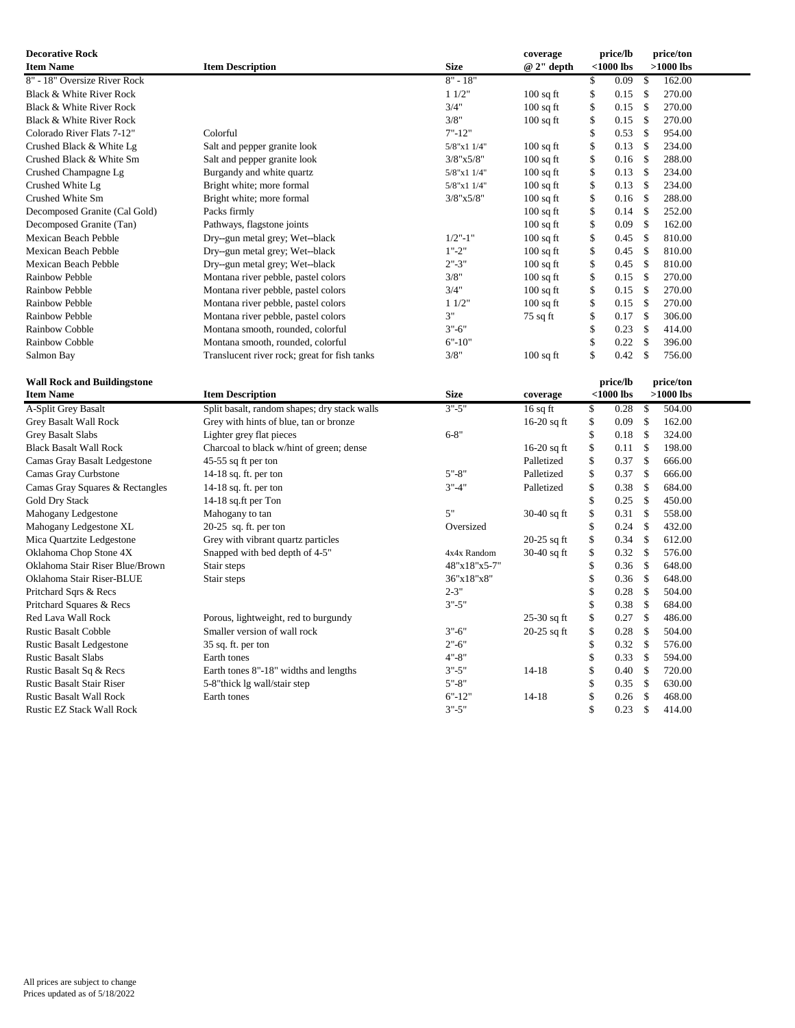## Decorative Rock

| Item Name | Item Description | Size | coverage @ 2" depth | price/lb <1000 lbs | price/ton >1000 lbs |
|---|---|---|---|---|---|
| 8" - 18" Oversize River Rock | | 8" - 18" | | $ 0.09 | $ 162.00 |
| Black & White River Rock | | 1 1/2" | 100 sq ft | $ 0.15 | $ 270.00 |
| Black & White River Rock | | 3/4" | 100 sq ft | $ 0.15 | $ 270.00 |
| Black & White River Rock | | 3/8" | 100 sq ft | $ 0.15 | $ 270.00 |
| Colorado River Flats 7-12" | Colorful | 7"-12" | | $ 0.53 | $ 954.00 |
| Crushed Black & White Lg | Salt and pepper granite look | 5/8"x1 1/4" | 100 sq ft | $ 0.13 | $ 234.00 |
| Crushed Black & White Sm | Salt and pepper granite look | 3/8"x5/8" | 100 sq ft | $ 0.16 | $ 288.00 |
| Crushed Champagne Lg | Burgandy and white quartz | 5/8"x1 1/4" | 100 sq ft | $ 0.13 | $ 234.00 |
| Crushed White Lg | Bright white; more formal | 5/8"x1 1/4" | 100 sq ft | $ 0.13 | $ 234.00 |
| Crushed White Sm | Bright white; more formal | 3/8"x5/8" | 100 sq ft | $ 0.16 | $ 288.00 |
| Decomposed Granite (Cal Gold) | Packs firmly | | 100 sq ft | $ 0.14 | $ 252.00 |
| Decomposed Granite (Tan) | Pathways, flagstone joints | | 100 sq ft | $ 0.09 | $ 162.00 |
| Mexican Beach Pebble | Dry--gun metal grey; Wet--black | 1/2"-1" | 100 sq ft | $ 0.45 | $ 810.00 |
| Mexican Beach Pebble | Dry--gun metal grey; Wet--black | 1"-2" | 100 sq ft | $ 0.45 | $ 810.00 |
| Mexican Beach Pebble | Dry--gun metal grey; Wet--black | 2"-3" | 100 sq ft | $ 0.45 | $ 810.00 |
| Rainbow Pebble | Montana river pebble, pastel colors | 3/8" | 100 sq ft | $ 0.15 | $ 270.00 |
| Rainbow Pebble | Montana river pebble, pastel colors | 3/4" | 100 sq ft | $ 0.15 | $ 270.00 |
| Rainbow Pebble | Montana river pebble, pastel colors | 1 1/2" | 100 sq ft | $ 0.15 | $ 270.00 |
| Rainbow Pebble | Montana river pebble, pastel colors | 3" | 75 sq ft | $ 0.17 | $ 306.00 |
| Rainbow Cobble | Montana smooth, rounded, colorful | 3"-6" | | $ 0.23 | $ 414.00 |
| Rainbow Cobble | Montana smooth, rounded, colorful | 6"-10" | | $ 0.22 | $ 396.00 |
| Salmon Bay | Translucent river rock; great for fish tanks | 3/8" | 100 sq ft | $ 0.42 | $ 756.00 |

## Wall Rock and Buildingstone

| Item Name | Item Description | Size | coverage | price/lb <1000 lbs | price/ton >1000 lbs |
|---|---|---|---|---|---|
| A-Split Grey Basalt | Split basalt, random shapes; dry stack walls | 3"-5" | 16 sq ft | $ 0.28 | $ 504.00 |
| Grey Basalt Wall Rock | Grey with hints of blue, tan or bronze | | 16-20 sq ft | $ 0.09 | $ 162.00 |
| Grey Basalt Slabs | Lighter grey flat pieces | 6-8" | | $ 0.18 | $ 324.00 |
| Black Basalt Wall Rock | Charcoal to black w/hint of green; dense | | 16-20 sq ft | $ 0.11 | $ 198.00 |
| Camas Gray Basalt Ledgestone | 45-55 sq ft per ton | | Palletized | $ 0.37 | $ 666.00 |
| Camas Gray Curbstone | 14-18 sq. ft. per ton | 5"-8" | Palletized | $ 0.37 | $ 666.00 |
| Camas Gray Squares & Rectangles | 14-18 sq. ft. per ton | 3"-4" | Palletized | $ 0.38 | $ 684.00 |
| Gold Dry Stack | 14-18 sq.ft per Ton | | | $ 0.25 | $ 450.00 |
| Mahogany Ledgestone | Mahogany to tan | 5" | 30-40 sq ft | $ 0.31 | $ 558.00 |
| Mahogany Ledgestone XL | 20-25 sq. ft. per ton | Oversized | | $ 0.24 | $ 432.00 |
| Mica Quartzite Ledgestone | Grey with vibrant quartz particles | | 20-25 sq ft | $ 0.34 | $ 612.00 |
| Oklahoma Chop Stone 4X | Snapped with bed depth of 4-5" | 4x4x Random | 30-40 sq ft | $ 0.32 | $ 576.00 |
| Oklahoma Stair Riser Blue/Brown | Stair steps | 48"x18"x5-7" | | $ 0.36 | $ 648.00 |
| Oklahoma Stair Riser-BLUE | Stair steps | 36"x18"x8" | | $ 0.36 | $ 648.00 |
| Pritchard Sqrs & Recs | | 2-3" | | $ 0.28 | $ 504.00 |
| Pritchard Squares & Recs | | 3"-5" | | $ 0.38 | $ 684.00 |
| Red Lava Wall Rock | Porous, lightweight, red to burgundy | | 25-30 sq ft | $ 0.27 | $ 486.00 |
| Rustic Basalt Cobble | Smaller version of wall rock | 3"-6" | 20-25 sq ft | $ 0.28 | $ 504.00 |
| Rustic Basalt Ledgestone | 35 sq. ft. per ton | 2"-6" | | $ 0.32 | $ 576.00 |
| Rustic Basalt Slabs | Earth tones | 4"-8" | | $ 0.33 | $ 594.00 |
| Rustic Basalt Sq & Recs | Earth tones 8"-18" widths and lengths | 3"-5" | 14-18 | $ 0.40 | $ 720.00 |
| Rustic Basalt Stair Riser | 5-8"thick lg wall/stair step | 5"-8" | | $ 0.35 | $ 630.00 |
| Rustic Basalt Wall Rock | Earth tones | 6"-12" | 14-18 | $ 0.26 | $ 468.00 |
| Rustic EZ Stack Wall Rock | | 3"-5" | | $ 0.23 | $ 414.00 |

All prices are subject to change
Prices updated as of 5/18/2022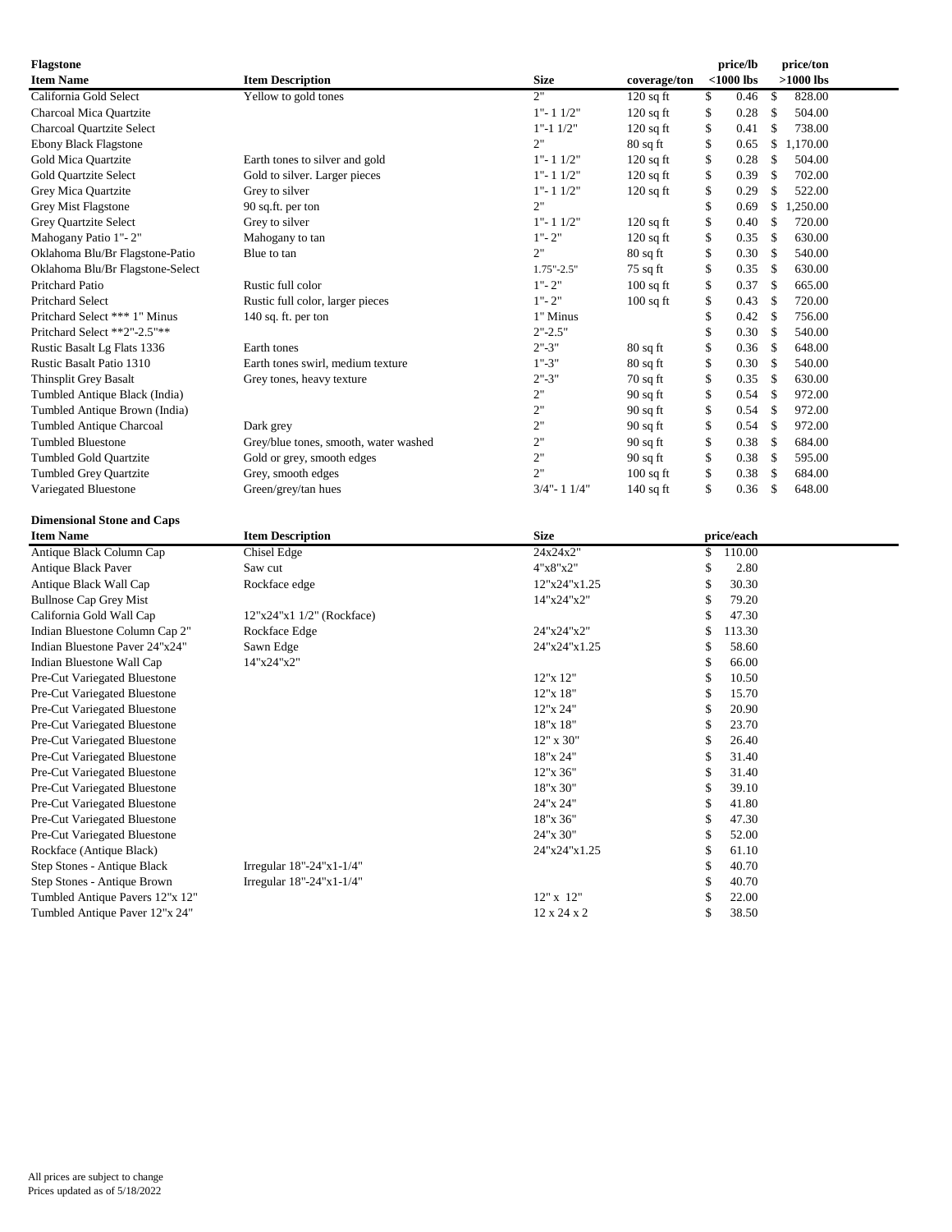## Flagstone

| Item Name | Item Description | Size | coverage/ton | price/lb <1000 lbs | price/ton >1000 lbs |
|---|---|---|---|---|---|
| California Gold Select | Yellow to gold tones | 2" | 120 sq ft | $ 0.46 | $ 828.00 |
| Charcoal Mica Quartzite | | 1"- 1 1/2" | 120 sq ft | $ 0.28 | $ 504.00 |
| Charcoal Quartzite Select | | 1"-1 1/2" | 120 sq ft | $ 0.41 | $ 738.00 |
| Ebony Black Flagstone | | 2" | 80 sq ft | $ 0.65 | $ 1,170.00 |
| Gold Mica Quartzite | Earth tones to silver and gold | 1"- 1 1/2" | 120 sq ft | $ 0.28 | $ 504.00 |
| Gold Quartzite Select | Gold to silver. Larger pieces | 1"- 1 1/2" | 120 sq ft | $ 0.39 | $ 702.00 |
| Grey Mica Quartzite | Grey to silver | 1"- 1 1/2" | 120 sq ft | $ 0.29 | $ 522.00 |
| Grey Mist Flagstone | 90 sq.ft. per ton | 2" | | $ 0.69 | $ 1,250.00 |
| Grey Quartzite Select | Grey to silver | 1"- 1 1/2" | 120 sq ft | $ 0.40 | $ 720.00 |
| Mahogany Patio 1"- 2" | Mahogany to tan | 1"- 2" | 120 sq ft | $ 0.35 | $ 630.00 |
| Oklahoma Blu/Br Flagstone-Patio | Blue to tan | 2" | 80 sq ft | $ 0.30 | $ 540.00 |
| Oklahoma Blu/Br Flagstone-Select | | 1.75"-2.5" | 75 sq ft | $ 0.35 | $ 630.00 |
| Pritchard Patio | Rustic full color | 1"- 2" | 100 sq ft | $ 0.37 | $ 665.00 |
| Pritchard Select | Rustic full color, larger pieces | 1"- 2" | 100 sq ft | $ 0.43 | $ 720.00 |
| Pritchard Select *** 1" Minus | 140 sq. ft. per ton | 1" Minus | | $ 0.42 | $ 756.00 |
| Pritchard Select **2"-2.5"** | | 2"-2.5" | | $ 0.30 | $ 540.00 |
| Rustic Basalt Lg Flats 1336 | Earth tones | 2"-3" | 80 sq ft | $ 0.36 | $ 648.00 |
| Rustic Basalt Patio 1310 | Earth tones swirl, medium texture | 1"-3" | 80 sq ft | $ 0.30 | $ 540.00 |
| Thinsplit Grey Basalt | Grey tones, heavy texture | 2"-3" | 70 sq ft | $ 0.35 | $ 630.00 |
| Tumbled Antique Black (India) | | 2" | 90 sq ft | $ 0.54 | $ 972.00 |
| Tumbled Antique Brown (India) | | 2" | 90 sq ft | $ 0.54 | $ 972.00 |
| Tumbled Antique Charcoal | Dark grey | 2" | 90 sq ft | $ 0.54 | $ 972.00 |
| Tumbled Bluestone | Grey/blue tones, smooth, water washed | 2" | 90 sq ft | $ 0.38 | $ 684.00 |
| Tumbled Gold Quartzite | Gold or grey, smooth edges | 2" | 90 sq ft | $ 0.38 | $ 595.00 |
| Tumbled Grey Quartzite | Grey, smooth edges | 2" | 100 sq ft | $ 0.38 | $ 684.00 |
| Variegated Bluestone | Green/grey/tan hues | 3/4"- 1 1/4" | 140 sq ft | $ 0.36 | $ 648.00 |

## Dimensional Stone and Caps

| Item Name | Item Description | Size | price/each |
|---|---|---|---|
| Antique Black Column Cap | Chisel Edge | 24x24x2" | $ 110.00 |
| Antique Black Paver | Saw cut | 4"x8"x2" | $ 2.80 |
| Antique Black Wall Cap | Rockface edge | 12"x24"x1.25 | $ 30.30 |
| Bullnose Cap Grey Mist | | 14"x24"x2" | $ 79.20 |
| California Gold Wall Cap | 12"x24"x1 1/2" (Rockface) | | $ 47.30 |
| Indian Bluestone Column Cap 2" | Rockface Edge | 24"x24"x2" | $ 113.30 |
| Indian Bluestone Paver 24"x24" | Sawn Edge | 24"x24"x1.25 | $ 58.60 |
| Indian Bluestone Wall Cap | 14"x24"x2" | | $ 66.00 |
| Pre-Cut Variegated Bluestone | | 12"x 12" | $ 10.50 |
| Pre-Cut Variegated Bluestone | | 12"x 18" | $ 15.70 |
| Pre-Cut Variegated Bluestone | | 12"x 24" | $ 20.90 |
| Pre-Cut Variegated Bluestone | | 18"x 18" | $ 23.70 |
| Pre-Cut Variegated Bluestone | | 12" x 30" | $ 26.40 |
| Pre-Cut Variegated Bluestone | | 18"x 24" | $ 31.40 |
| Pre-Cut Variegated Bluestone | | 12"x 36" | $ 31.40 |
| Pre-Cut Variegated Bluestone | | 18"x 30" | $ 39.10 |
| Pre-Cut Variegated Bluestone | | 24"x 24" | $ 41.80 |
| Pre-Cut Variegated Bluestone | | 18"x 36" | $ 47.30 |
| Pre-Cut Variegated Bluestone | | 24"x 30" | $ 52.00 |
| Rockface (Antique Black) | | 24"x24"x1.25 | $ 61.10 |
| Step Stones - Antique Black | Irregular 18"-24"x1-1/4" | | $ 40.70 |
| Step Stones - Antique Brown | Irregular 18"-24"x1-1/4" | | $ 40.70 |
| Tumbled Antique Pavers 12"x 12" | | 12" x 12" | $ 22.00 |
| Tumbled Antique Paver 12"x 24" | | 12 x 24 x 2 | $ 38.50 |

All prices are subject to change
Prices updated as of 5/18/2022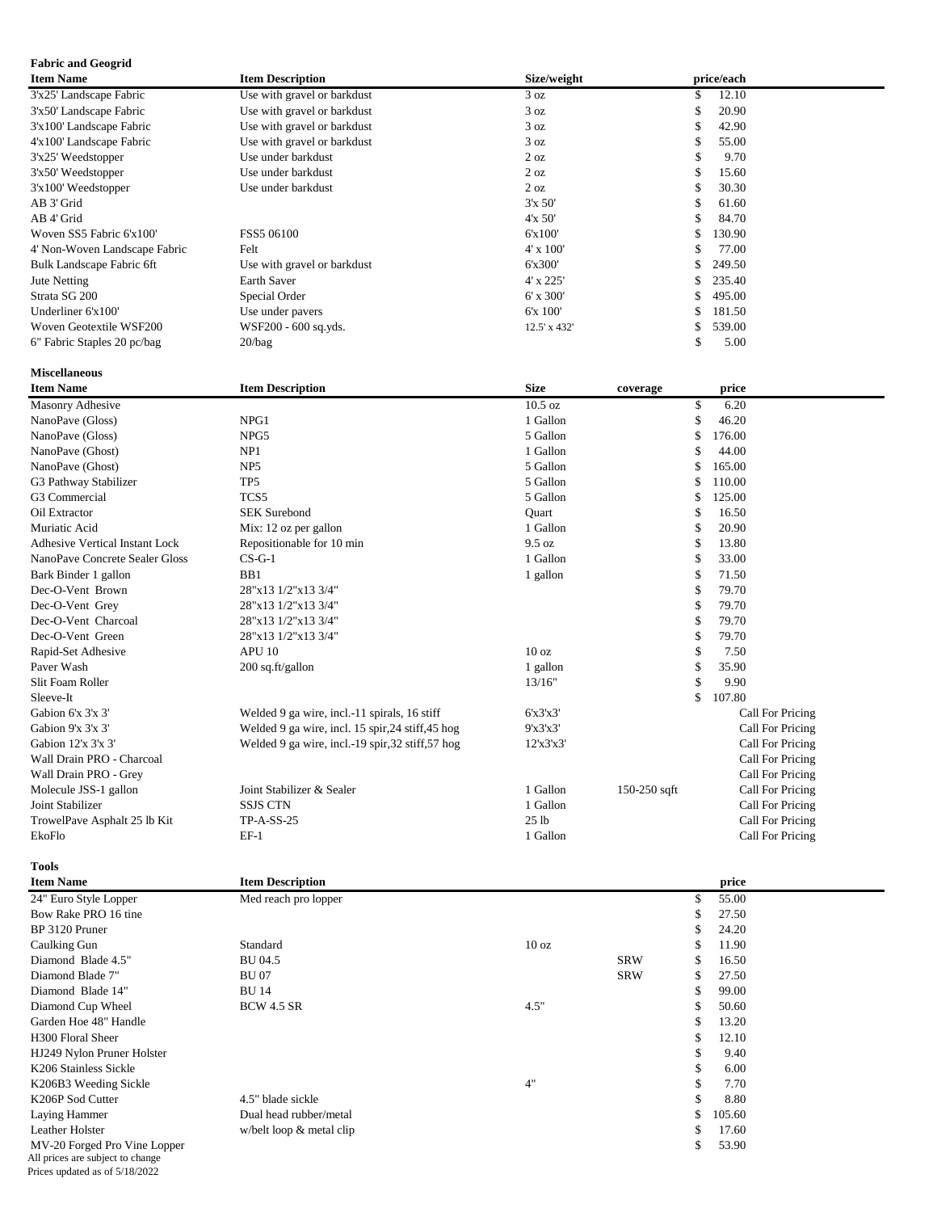**Fabric and Geogrid**

| Item Name | Item Description | Size/weight | price/each |
|---|---|---|---|
| 3'x25' Landscape Fabric | Use with gravel or barkdust | 3 oz | $ 12.10 |
| 3'x50' Landscape Fabric | Use with gravel or barkdust | 3 oz | $ 20.90 |
| 3'x100' Landscape Fabric | Use with gravel or barkdust | 3 oz | $ 42.90 |
| 4'x100' Landscape Fabric | Use with gravel or barkdust | 3 oz | $ 55.00 |
| 3'x25' Weedstopper | Use under barkdust | 2 oz | $ 9.70 |
| 3'x50' Weedstopper | Use under barkdust | 2 oz | $ 15.60 |
| 3'x100' Weedstopper | Use under barkdust | 2 oz | $ 30.30 |
| AB 3' Grid | | 3'x 50' | $ 61.60 |
| AB 4' Grid | | 4'x 50' | $ 84.70 |
| Woven SS5 Fabric 6'x100' | FSS5 06100 | 6'x100' | $ 130.90 |
| 4' Non-Woven Landscape Fabric | Felt | 4' x 100' | $ 77.00 |
| Bulk Landscape Fabric 6ft | Use with gravel or barkdust | 6'x300' | $ 249.50 |
| Jute Netting | Earth Saver | 4' x 225' | $ 235.40 |
| Strata SG 200 | Special Order | 6' x 300' | $ 495.00 |
| Underliner 6'x100' | Use under pavers | 6'x 100' | $ 181.50 |
| Woven Geotextile WSF200 | WSF200 - 600 sq.yds. | 12.5' x 432' | $ 539.00 |
| 6" Fabric Staples 20 pc/bag | 20/bag | | $ 5.00 |

**Miscellaneous**

| Item Name | Item Description | Size | coverage | price |
|---|---|---|---|---|
| Masonry Adhesive | | 10.5 oz | | $ 6.20 |
| NanoPave (Gloss) | NPG1 | 1 Gallon | | $ 46.20 |
| NanoPave (Gloss) | NPG5 | 5 Gallon | | $ 176.00 |
| NanoPave (Ghost) | NP1 | 1 Gallon | | $ 44.00 |
| NanoPave (Ghost) | NP5 | 5 Gallon | | $ 165.00 |
| G3 Pathway Stabilizer | TP5 | 5 Gallon | | $ 110.00 |
| G3 Commercial | TCS5 | 5 Gallon | | $ 125.00 |
| Oil Extractor | SEK Surebond | Quart | | $ 16.50 |
| Muriatic Acid | Mix: 12 oz per gallon | 1 Gallon | | $ 20.90 |
| Adhesive Vertical Instant Lock | Repositionable for 10 min | 9.5 oz | | $ 13.80 |
| NanoPave Concrete Sealer Gloss | CS-G-1 | 1 Gallon | | $ 33.00 |
| Bark Binder 1 gallon | BB1 | 1 gallon | | $ 71.50 |
| Dec-O-Vent Brown | 28"x13 1/2"x13 3/4" | | | $ 79.70 |
| Dec-O-Vent Grey | 28"x13 1/2"x13 3/4" | | | $ 79.70 |
| Dec-O-Vent Charcoal | 28"x13 1/2"x13 3/4" | | | $ 79.70 |
| Dec-O-Vent Green | 28"x13 1/2"x13 3/4" | | | $ 79.70 |
| Rapid-Set Adhesive | APU 10 | 10 oz | | $ 7.50 |
| Paver Wash | 200 sq.ft/gallon | 1 gallon | | $ 35.90 |
| Slit Foam Roller | | 13/16" | | $ 9.90 |
| Sleeve-It | | | | $ 107.80 |
| Gabion 6'x 3'x 3' | Welded 9 ga wire, incl.-11 spirals, 16 stiff | 6'x3'x3' | | Call For Pricing |
| Gabion 9'x 3'x 3' | Welded 9 ga wire, incl. 15 spir,24 stiff,45 hog | 9'x3'x3' | | Call For Pricing |
| Gabion 12'x 3'x 3' | Welded 9 ga wire, incl.-19 spir,32 stiff,57 hog | 12'x3'x3' | | Call For Pricing |
| Wall Drain PRO - Charcoal | | | | Call For Pricing |
| Wall Drain PRO - Grey | | | | Call For Pricing |
| Molecule JSS-1 gallon | Joint Stabilizer & Sealer | 1 Gallon | 150-250 sqft | Call For Pricing |
| Joint Stabilizer | SSJS CTN | 1 Gallon | | Call For Pricing |
| TrowelPave Asphalt 25 lb Kit | TP-A-SS-25 | 25 lb | | Call For Pricing |
| EkoFlo | EF-1 | 1 Gallon | | Call For Pricing |

**Tools**

| Item Name | Item Description | | | price |
|---|---|---|---|---|
| 24" Euro Style Lopper | Med reach pro lopper | | | $ 55.00 |
| Bow Rake PRO 16 tine | | | | $ 27.50 |
| BP 3120 Pruner | | | | $ 24.20 |
| Caulking Gun | Standard | 10 oz | | $ 11.90 |
| Diamond Blade 4.5" | BU 04.5 | | SRW | $ 16.50 |
| Diamond Blade 7" | BU 07 | | SRW | $ 27.50 |
| Diamond Blade 14" | BU 14 | | | $ 99.00 |
| Diamond Cup Wheel | BCW 4.5 SR | 4.5" | | $ 50.60 |
| Garden Hoe 48" Handle | | | | $ 13.20 |
| H300 Floral Sheer | | | | $ 12.10 |
| HJ249 Nylon Pruner Holster | | | | $ 9.40 |
| K206 Stainless Sickle | | | | $ 6.00 |
| K206B3 Weeding Sickle | | 4" | | $ 7.70 |
| K206P Sod Cutter | 4.5" blade sickle | | | $ 8.80 |
| Laying Hammer | Dual head rubber/metal | | | $ 105.60 |
| Leather Holster | w/belt loop & metal clip | | | $ 17.60 |
| MV-20 Forged Pro Vine Lopper | | | | $ 53.90 |

All prices are subject to change
Prices updated as of 5/18/2022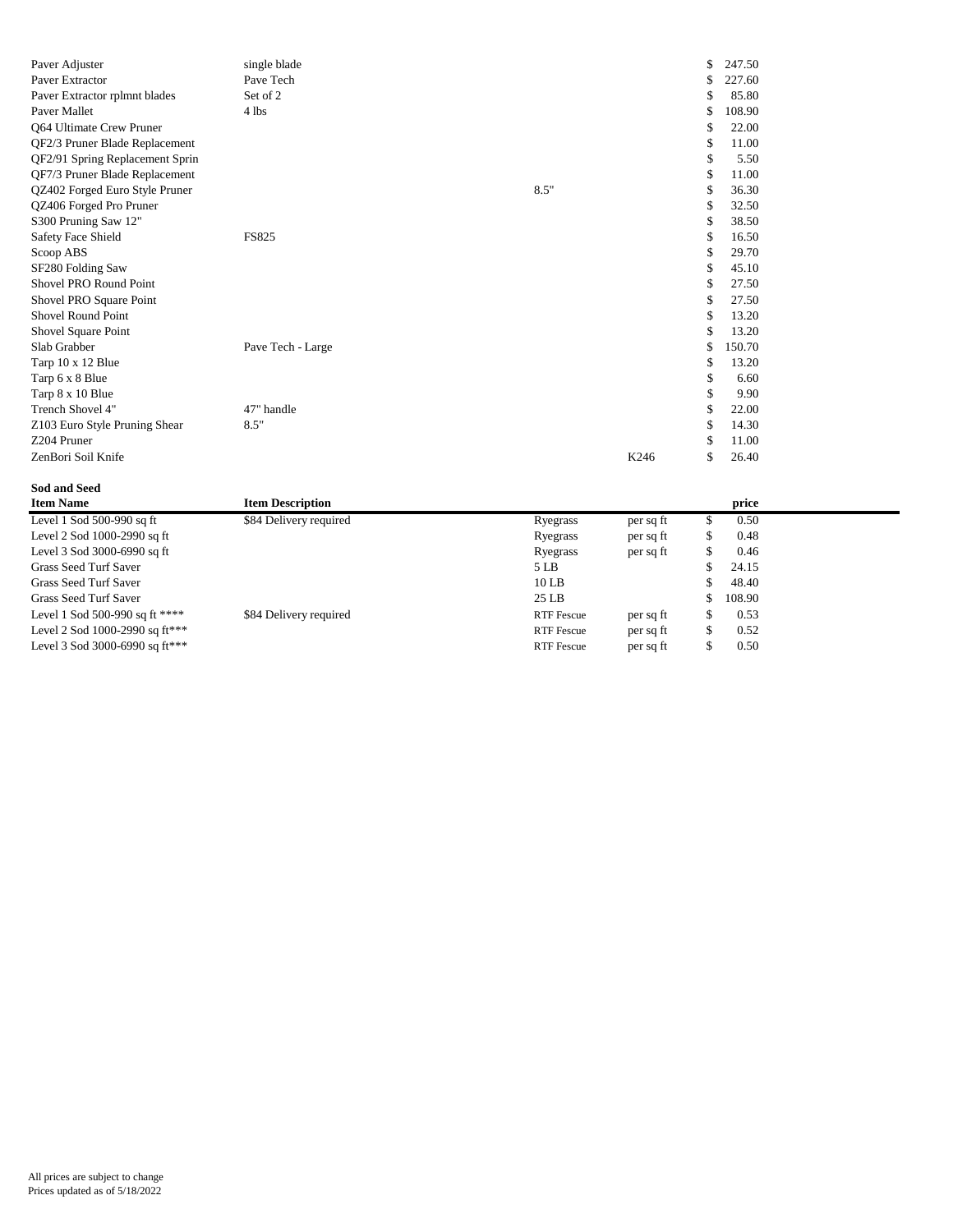| | | | | |
|---|---|---|---|---|
| Paver Adjuster | single blade | | | $ 247.50 |
| Paver Extractor | Pave Tech | | | $ 227.60 |
| Paver Extractor rplmnt blades | Set of 2 | | | $ 85.80 |
| Paver Mallet | 4 lbs | | | $ 108.90 |
| Q64 Ultimate Crew Pruner | | | | $ 22.00 |
| QF2/3 Pruner Blade Replacement | | | | $ 11.00 |
| QF2/91 Spring Replacement Sprin | | | | $ 5.50 |
| QF7/3 Pruner Blade Replacement | | | | $ 11.00 |
| QZ402 Forged Euro Style Pruner | | 8.5" | | $ 36.30 |
| QZ406 Forged Pro Pruner | | | | $ 32.50 |
| S300 Pruning Saw 12" | | | | $ 38.50 |
| Safety Face Shield | FS825 | | | $ 16.50 |
| Scoop ABS | | | | $ 29.70 |
| SF280 Folding Saw | | | | $ 45.10 |
| Shovel PRO Round Point | | | | $ 27.50 |
| Shovel PRO Square Point | | | | $ 27.50 |
| Shovel Round Point | | | | $ 13.20 |
| Shovel Square Point | | | | $ 13.20 |
| Slab Grabber | Pave Tech - Large | | | $ 150.70 |
| Tarp 10 x 12 Blue | | | | $ 13.20 |
| Tarp 6 x 8 Blue | | | | $ 6.60 |
| Tarp 8 x 10 Blue | | | | $ 9.90 |
| Trench Shovel 4" | 47" handle | | | $ 22.00 |
| Z103 Euro Style Pruning Shear | 8.5" | | | $ 14.30 |
| Z204 Pruner | | | | $ 11.00 |
| ZenBori Soil Knife | | | K246 | $ 26.40 |

**Sod and Seed**

| Item Name | Item Description | | | price |
|---|---|---|---|---|
| Level 1 Sod 500-990 sq ft | $84 Delivery required | Ryegrass | per sq ft | $ 0.50 |
| Level 2 Sod 1000-2990 sq ft | | Ryegrass | per sq ft | $ 0.48 |
| Level 3 Sod 3000-6990 sq ft | | Ryegrass | per sq ft | $ 0.46 |
| Grass Seed Turf Saver | | 5 LB | | $ 24.15 |
| Grass Seed Turf Saver | | 10 LB | | $ 48.40 |
| Grass Seed Turf Saver | | 25 LB | | $ 108.90 |
| Level 1 Sod 500-990 sq ft **** | $84 Delivery required | RTF Fescue | per sq ft | $ 0.53 |
| Level 2 Sod 1000-2990 sq ft*** | | RTF Fescue | per sq ft | $ 0.52 |
| Level 3 Sod 3000-6990 sq ft*** | | RTF Fescue | per sq ft | $ 0.50 |

All prices are subject to change
Prices updated as of 5/18/2022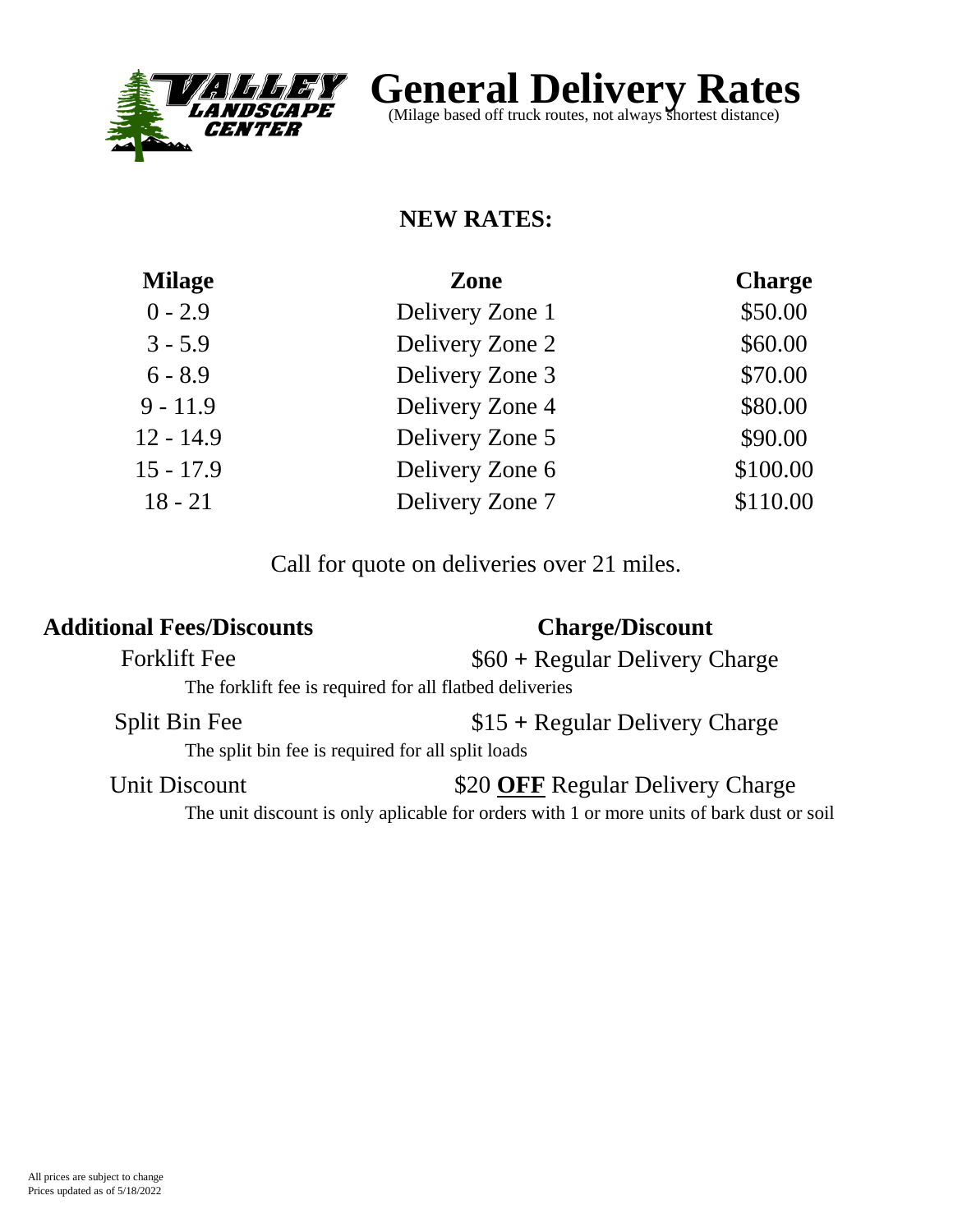VALLEY LANDSCAPE CENTER

# General Delivery Rates

(Milage based off truck routes, not always shortest distance)

## NEW RATES:

| Milage | Zone | Charge |
|---|---|---|
| 0 - 2.9 | Delivery Zone 1 | $50.00 |
| 3 - 5.9 | Delivery Zone 2 | $60.00 |
| 6 - 8.9 | Delivery Zone 3 | $70.00 |
| 9 - 11.9 | Delivery Zone 4 | $80.00 |
| 12 - 14.9 | Delivery Zone 5 | $90.00 |
| 15 - 17.9 | Delivery Zone 6 | $100.00 |
| 18 - 21 | Delivery Zone 7 | $110.00 |

Call for quote on deliveries over 21 miles.

| Additional Fees/Discounts | Charge/Discount |
|---|---|
| Forklift Fee | $60 + Regular Delivery Charge |
| The forklift fee is required for all flatbed deliveries | |
| Split Bin Fee | $15 + Regular Delivery Charge |
| The split bin fee is required for all split loads | |
| Unit Discount | $20 **OFF** Regular Delivery Charge |
| The unit discount is only aplicable for orders with 1 or more units of bark dust or soil | |

All prices are subject to change
Prices updated as of 5/18/2022